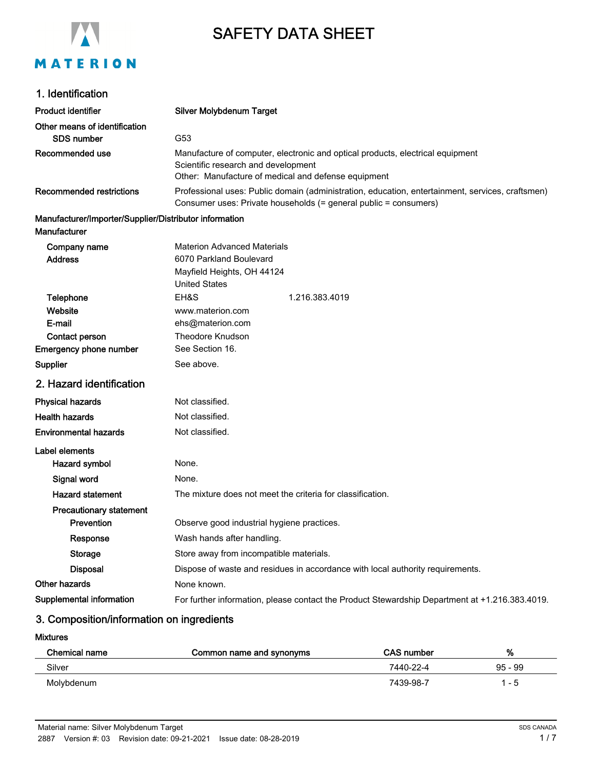# SAFETY DATA SHEET

## 1. Identification

| | |
|---|---|
| **Product identifier** | **Silver Molybdenum Target** |
| **Other means of identification** | |
| **SDS number** | G53 |
| **Recommended use** | Manufacture of computer, electronic and optical products, electrical equipment<br>Scientific research and development<br>Other: Manufacture of medical and defense equipment |
| **Recommended restrictions** | Professional uses: Public domain (administration, education, entertainment, services, craftsmen)<br>Consumer uses: Private households (= general public = consumers) |

**Manufacturer/Importer/Supplier/Distributor information**

**Manufacturer**

| | |
|---|---|
| **Company name** | Materion Advanced Materials |
| **Address** | 6070 Parkland Boulevard<br>Mayfield Heights, OH 44124<br>United States |
| **Telephone** | EH&S 1.216.383.4019 |
| **Website** | www.materion.com |
| **E-mail** | ehs@materion.com |
| **Contact person** | Theodore Knudson |
| **Emergency phone number** | See Section 16. |
| **Supplier** | See above. |

## 2. Hazard identification

| | |
|---|---|
| **Physical hazards** | Not classified. |
| **Health hazards** | Not classified. |
| **Environmental hazards** | Not classified. |

**Label elements**

| | |
|---|---|
| **Hazard symbol** | None. |
| **Signal word** | None. |
| **Hazard statement** | The mixture does not meet the criteria for classification. |
| **Precautionary statement** | |
| **Prevention** | Observe good industrial hygiene practices. |
| **Response** | Wash hands after handling. |
| **Storage** | Store away from incompatible materials. |
| **Disposal** | Dispose of waste and residues in accordance with local authority requirements. |
| **Other hazards** | None known. |
| **Supplemental information** | For further information, please contact the Product Stewardship Department at +1.216.383.4019. |

## 3. Composition/information on ingredients

**Mixtures**

| Chemical name | Common name and synonyms | CAS number | % |
|---|---|---|---|
| Silver | | 7440-22-4 | 95 - 99 |
| Molybdenum | | 7439-98-7 | 1 - 5 |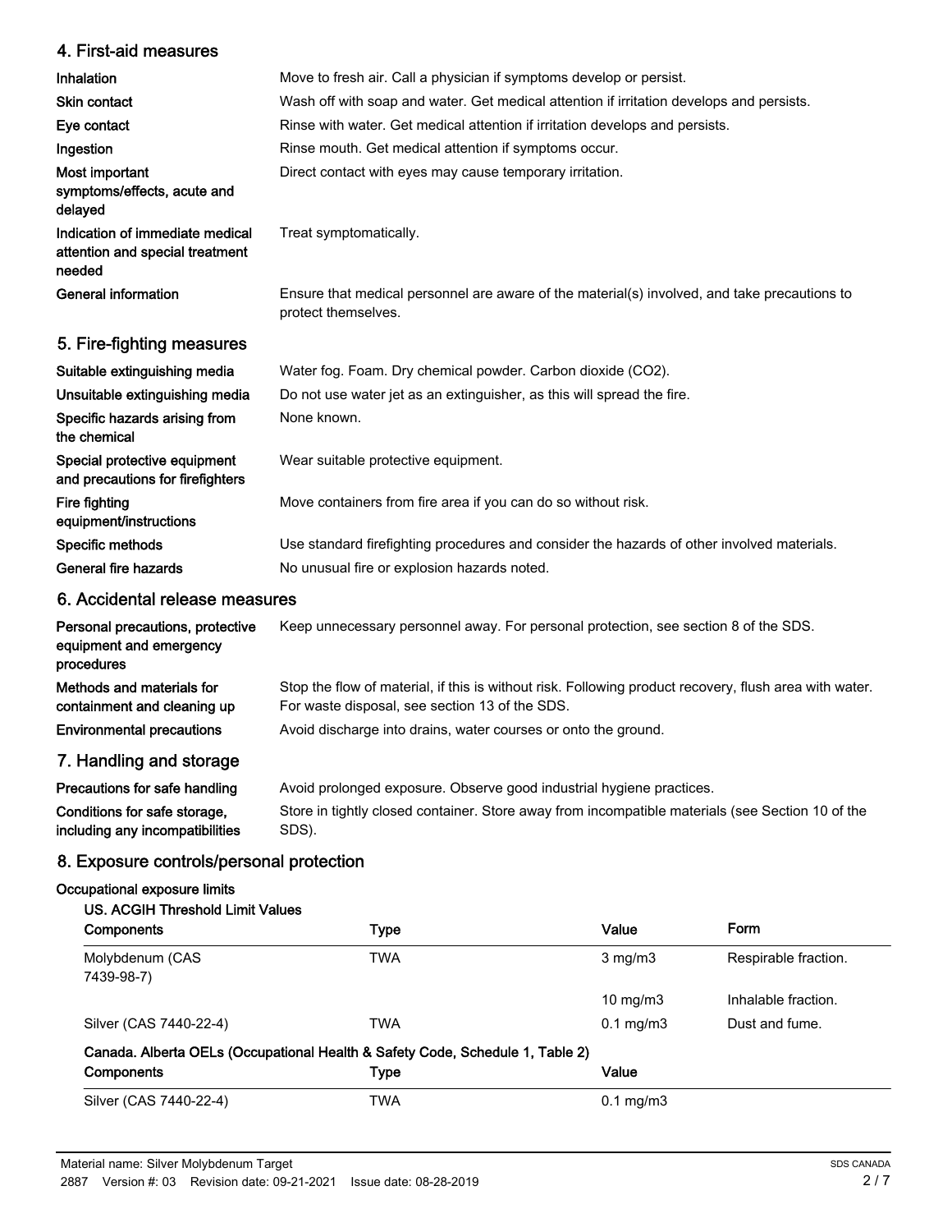## 4. First-aid measures

| | |
|---|---|
| **Inhalation** | Move to fresh air. Call a physician if symptoms develop or persist. |
| **Skin contact** | Wash off with soap and water. Get medical attention if irritation develops and persists. |
| **Eye contact** | Rinse with water. Get medical attention if irritation develops and persists. |
| **Ingestion** | Rinse mouth. Get medical attention if symptoms occur. |
| **Most important symptoms/effects, acute and delayed** | Direct contact with eyes may cause temporary irritation. |
| **Indication of immediate medical attention and special treatment needed** | Treat symptomatically. |
| **General information** | Ensure that medical personnel are aware of the material(s) involved, and take precautions to protect themselves. |

## 5. Fire-fighting measures

| | |
|---|---|
| **Suitable extinguishing media** | Water fog. Foam. Dry chemical powder. Carbon dioxide ($CO_2$). |
| **Unsuitable extinguishing media** | Do not use water jet as an extinguisher, as this will spread the fire. |
| **Specific hazards arising from the chemical** | None known. |
| **Special protective equipment and precautions for firefighters** | Wear suitable protective equipment. |
| **Fire fighting equipment/instructions** | Move containers from fire area if you can do so without risk. |
| **Specific methods** | Use standard firefighting procedures and consider the hazards of other involved materials. |
| **General fire hazards** | No unusual fire or explosion hazards noted. |

## 6. Accidental release measures

| | |
|---|---|
| **Personal precautions, protective equipment and emergency procedures** | Keep unnecessary personnel away. For personal protection, see section 8 of the SDS. |
| **Methods and materials for containment and cleaning up** | Stop the flow of material, if this is without risk. Following product recovery, flush area with water. For waste disposal, see section 13 of the SDS. |
| **Environmental precautions** | Avoid discharge into drains, water courses or onto the ground. |

## 7. Handling and storage

| | |
|---|---|
| **Precautions for safe handling** | Avoid prolonged exposure. Observe good industrial hygiene practices. |
| **Conditions for safe storage, including any incompatibilities** | Store in tightly closed container. Store away from incompatible materials (see Section 10 of the SDS). |

## 8. Exposure controls/personal protection

### Occupational exposure limits

**US. ACGIH Threshold Limit Values**

| Components | Type | Value | Form |
|---|---|---|---|
| Molybdenum (CAS 7439-98-7) | TWA | 3 mg/m3 | Respirable fraction. |
| | | 10 mg/m3 | Inhalable fraction. |
| Silver (CAS 7440-22-4) | TWA | 0.1 mg/m3 | Dust and fume. |

**Canada. Alberta OELs (Occupational Health & Safety Code, Schedule 1, Table 2)**

| Components | Type | Value |
|---|---|---|
| Silver (CAS 7440-22-4) | TWA | 0.1 mg/m3 |

Material name: Silver Molybdenum Target
2887 Version #: 03 Revision date: 09-21-2021 Issue date: 08-28-2019
SDS CANADA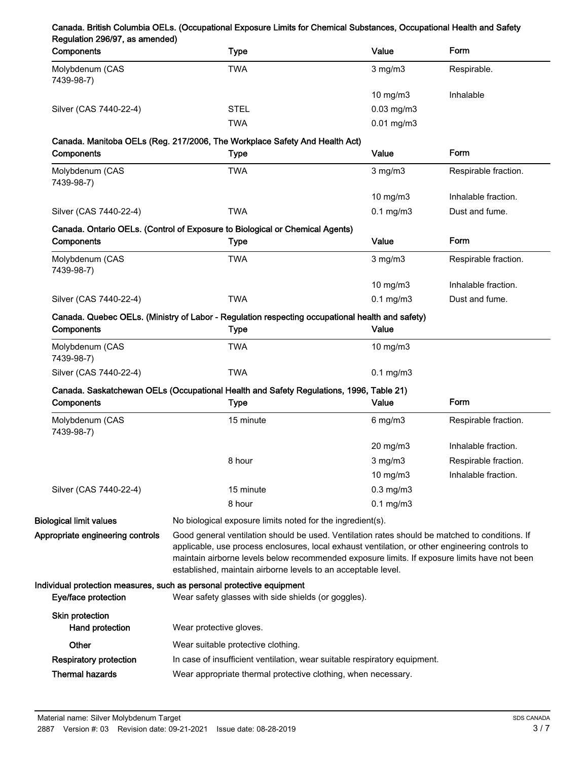**Canada. British Columbia OELs. (Occupational Exposure Limits for Chemical Substances, Occupational Health and Safety Regulation 296/97, as amended)**

| Components | Type | Value | Form |
|---|---|---|---|
| Molybdenum (CAS 7439-98-7) | TWA | 3 mg/m3 | Respirable. |
| | | 10 mg/m3 | Inhalable |
| Silver (CAS 7440-22-4) | STEL | 0.03 mg/m3 | |
| | TWA | 0.01 mg/m3 | |

**Canada. Manitoba OELs (Reg. 217/2006, The Workplace Safety And Health Act)**

| Components | Type | Value | Form |
|---|---|---|---|
| Molybdenum (CAS 7439-98-7) | TWA | 3 mg/m3 | Respirable fraction. |
| | | 10 mg/m3 | Inhalable fraction. |
| Silver (CAS 7440-22-4) | TWA | 0.1 mg/m3 | Dust and fume. |

**Canada. Ontario OELs. (Control of Exposure to Biological or Chemical Agents)**

| Components | Type | Value | Form |
|---|---|---|---|
| Molybdenum (CAS 7439-98-7) | TWA | 3 mg/m3 | Respirable fraction. |
| | | 10 mg/m3 | Inhalable fraction. |
| Silver (CAS 7440-22-4) | TWA | 0.1 mg/m3 | Dust and fume. |

**Canada. Quebec OELs. (Ministry of Labor - Regulation respecting occupational health and safety)**

| Components | Type | Value |
|---|---|---|
| Molybdenum (CAS 7439-98-7) | TWA | 10 mg/m3 |
| Silver (CAS 7440-22-4) | TWA | 0.1 mg/m3 |

**Canada. Saskatchewan OELs (Occupational Health and Safety Regulations, 1996, Table 21)**

| Components | Type | Value | Form |
|---|---|---|---|
| Molybdenum (CAS 7439-98-7) | 15 minute | 6 mg/m3 | Respirable fraction. |
| | | 20 mg/m3 | Inhalable fraction. |
| | 8 hour | 3 mg/m3 | Respirable fraction. |
| | | 10 mg/m3 | Inhalable fraction. |
| Silver (CAS 7440-22-4) | 15 minute | 0.3 mg/m3 | |
| | 8 hour | 0.1 mg/m3 | |

**Biological limit values** No biological exposure limits noted for the ingredient(s).

**Appropriate engineering controls** Good general ventilation should be used. Ventilation rates should be matched to conditions. If applicable, use process enclosures, local exhaust ventilation, or other engineering controls to maintain airborne levels below recommended exposure limits. If exposure limits have not been established, maintain airborne levels to an acceptable level.

**Individual protection measures, such as personal protective equipment**

**Eye/face protection** Wear safety glasses with side shields (or goggles).

**Skin protection**

**Hand protection** Wear protective gloves.

**Other** Wear suitable protective clothing.

**Respiratory protection** In case of insufficient ventilation, wear suitable respiratory equipment.

**Thermal hazards** Wear appropriate thermal protective clothing, when necessary.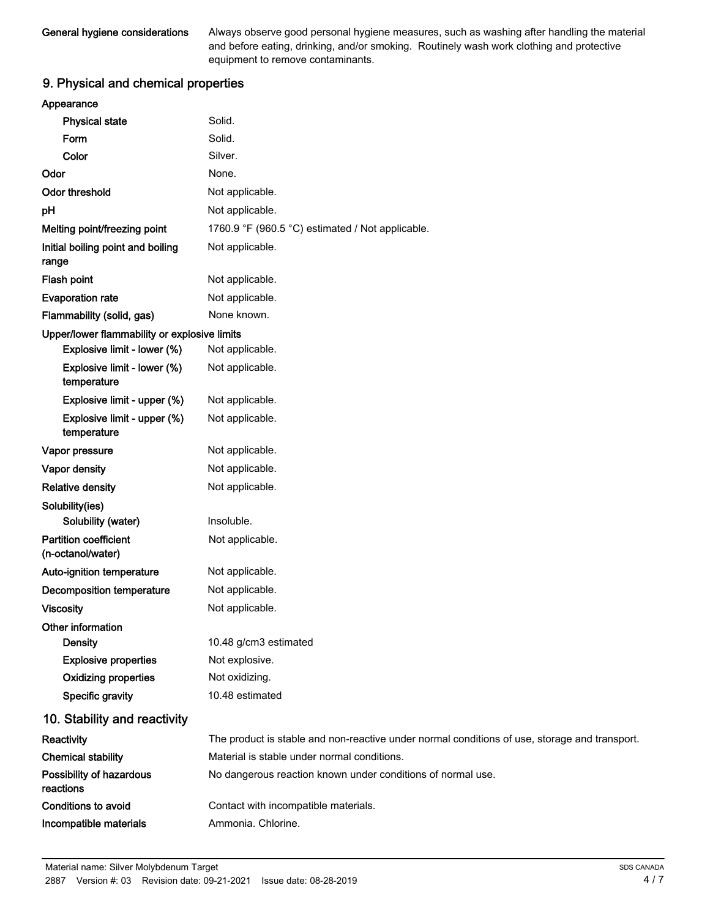| | |
|---|---|
| **General hygiene considerations** | Always observe good personal hygiene measures, such as washing after handling the material and before eating, drinking, and/or smoking. Routinely wash work clothing and protective equipment to remove contaminants. |

## 9. Physical and chemical properties

| | |
|---|---|
| **Appearance** | |
| **Physical state** | Solid. |
| **Form** | Solid. |
| **Color** | Silver. |
| **Odor** | None. |
| **Odor threshold** | Not applicable. |
| **pH** | Not applicable. |
| **Melting point/freezing point** | 1760.9 °F (960.5 °C) estimated / Not applicable. |
| **Initial boiling point and boiling range** | Not applicable. |
| **Flash point** | Not applicable. |
| **Evaporation rate** | Not applicable. |
| **Flammability (solid, gas)** | None known. |
| **Upper/lower flammability or explosive limits** | |
| **Explosive limit - lower (%)** | Not applicable. |
| **Explosive limit - lower (%) temperature** | Not applicable. |
| **Explosive limit - upper (%)** | Not applicable. |
| **Explosive limit - upper (%) temperature** | Not applicable. |
| **Vapor pressure** | Not applicable. |
| **Vapor density** | Not applicable. |
| **Relative density** | Not applicable. |
| **Solubility(ies)** | |
| **Solubility (water)** | Insoluble. |
| **Partition coefficient (n-octanol/water)** | Not applicable. |
| **Auto-ignition temperature** | Not applicable. |
| **Decomposition temperature** | Not applicable. |
| **Viscosity** | Not applicable. |
| **Other information** | |
| **Density** | 10.48 g/cm3 estimated |
| **Explosive properties** | Not explosive. |
| **Oxidizing properties** | Not oxidizing. |
| **Specific gravity** | 10.48 estimated |

## 10. Stability and reactivity

| | |
|---|---|
| **Reactivity** | The product is stable and non-reactive under normal conditions of use, storage and transport. |
| **Chemical stability** | Material is stable under normal conditions. |
| **Possibility of hazardous reactions** | No dangerous reaction known under conditions of normal use. |
| **Conditions to avoid** | Contact with incompatible materials. |
| **Incompatible materials** | Ammonia. Chlorine. |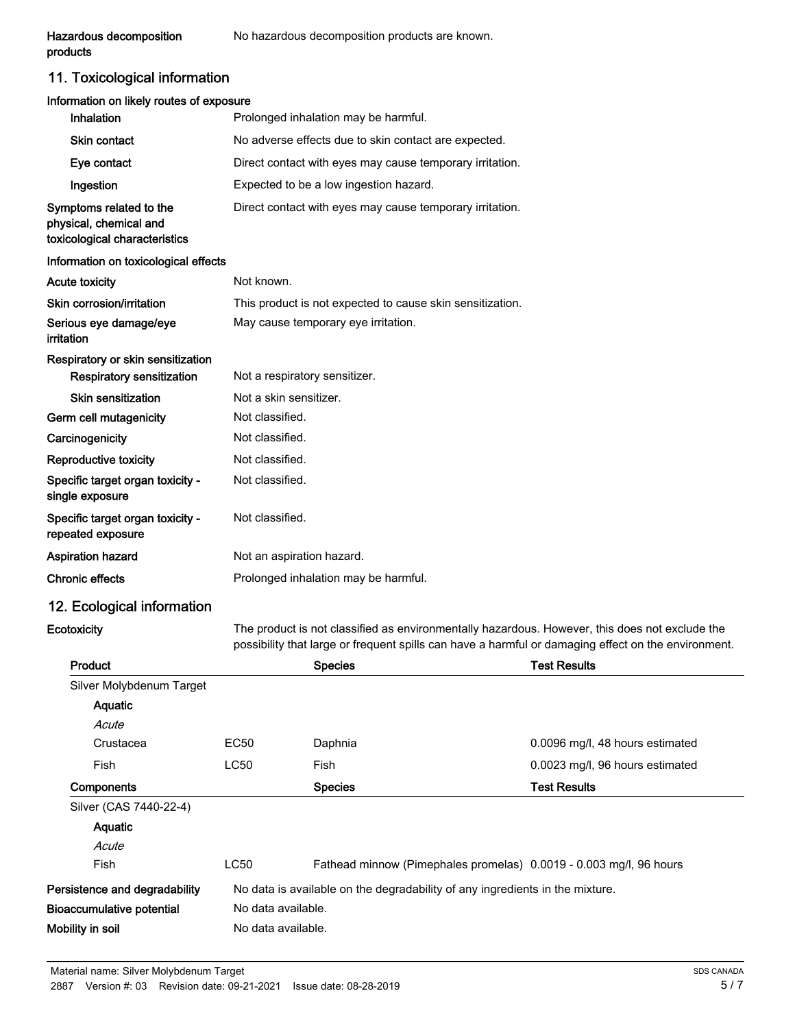| | |
|---|---|
| **Hazardous decomposition products** | No hazardous decomposition products are known. |

## 11. Toxicological information

**Information on likely routes of exposure**

| | |
|---|---|
| **Inhalation** | Prolonged inhalation may be harmful. |
| **Skin contact** | No adverse effects due to skin contact are expected. |
| **Eye contact** | Direct contact with eyes may cause temporary irritation. |
| **Ingestion** | Expected to be a low ingestion hazard. |
| **Symptoms related to the physical, chemical and toxicological characteristics** | Direct contact with eyes may cause temporary irritation. |

**Information on toxicological effects**

| | |
|---|---|
| **Acute toxicity** | Not known. |
| **Skin corrosion/irritation** | This product is not expected to cause skin sensitization. |
| **Serious eye damage/eye irritation** | May cause temporary eye irritation. |
| **Respiratory or skin sensitization** | |
| **Respiratory sensitization** | Not a respiratory sensitizer. |
| **Skin sensitization** | Not a skin sensitizer. |
| **Germ cell mutagenicity** | Not classified. |
| **Carcinogenicity** | Not classified. |
| **Reproductive toxicity** | Not classified. |
| **Specific target organ toxicity - single exposure** | Not classified. |
| **Specific target organ toxicity - repeated exposure** | Not classified. |
| **Aspiration hazard** | Not an aspiration hazard. |
| **Chronic effects** | Prolonged inhalation may be harmful. |

## 12. Ecological information

**Ecotoxicity**

The product is not classified as environmentally hazardous. However, this does not exclude the possibility that large or frequent spills can have a harmful or damaging effect on the environment.

| Product | | Species | Test Results |
|---|---|---|---|
| Silver Molybdenum Target | | | |
| **Aquatic** | | | |
| *Acute* | | | |
| Crustacea | EC50 | Daphnia | 0.0096 mg/l, 48 hours estimated |
| Fish | LC50 | Fish | 0.0023 mg/l, 96 hours estimated |
| **Components** | | **Species** | **Test Results** |
| Silver (CAS 7440-22-4) | | | |
| **Aquatic** | | | |
| *Acute* | | | |
| Fish | LC50 | Fathead minnow (Pimephales promelas) | 0.0019 - 0.003 mg/l, 96 hours |

| | |
|---|---|
| **Persistence and degradability** | No data is available on the degradability of any ingredients in the mixture. |
| **Bioaccumulative potential** | No data available. |
| **Mobility in soil** | No data available. |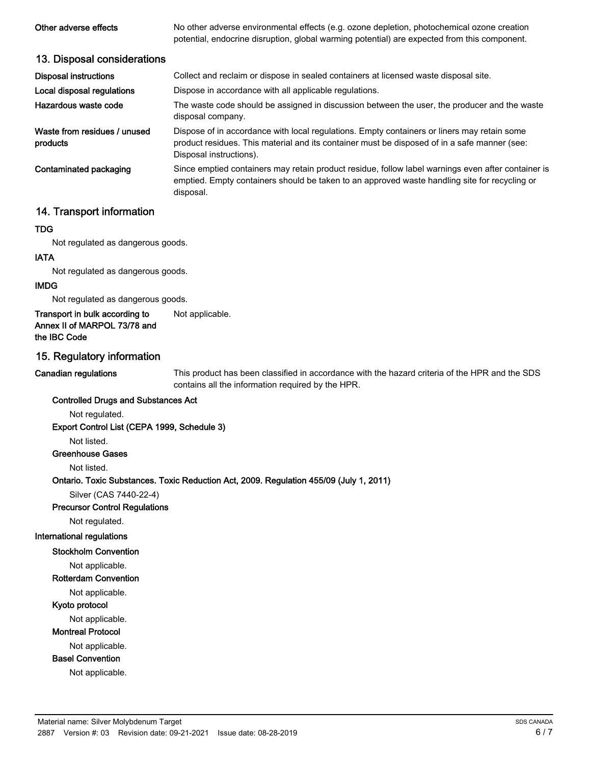**Other adverse effects** No other adverse environmental effects (e.g. ozone depletion, photochemical ozone creation potential, endocrine disruption, global warming potential) are expected from this component.

## 13. Disposal considerations

**Disposal instructions** Collect and reclaim or dispose in sealed containers at licensed waste disposal site.

**Local disposal regulations** Dispose in accordance with all applicable regulations.

**Hazardous waste code** The waste code should be assigned in discussion between the user, the producer and the waste disposal company.

**Waste from residues / unused products** Dispose of in accordance with local regulations. Empty containers or liners may retain some product residues. This material and its container must be disposed of in a safe manner (see: Disposal instructions).

**Contaminated packaging** Since emptied containers may retain product residue, follow label warnings even after container is emptied. Empty containers should be taken to an approved waste handling site for recycling or disposal.

## 14. Transport information

**TDG**

Not regulated as dangerous goods.

**IATA**

Not regulated as dangerous goods.

**IMDG**

Not regulated as dangerous goods.

**Transport in bulk according to Annex II of MARPOL 73/78 and the IBC Code** Not applicable.

## 15. Regulatory information

**Canadian regulations** This product has been classified in accordance with the hazard criteria of the HPR and the SDS contains all the information required by the HPR.

**Controlled Drugs and Substances Act**

Not regulated.

**Export Control List (CEPA 1999, Schedule 3)**

Not listed.

**Greenhouse Gases**

Not listed.

**Ontario. Toxic Substances. Toxic Reduction Act, 2009. Regulation 455/09 (July 1, 2011)**

Silver (CAS 7440-22-4)

**Precursor Control Regulations**

Not regulated.

**International regulations**

**Stockholm Convention**

Not applicable.

**Rotterdam Convention**

Not applicable.

**Kyoto protocol**

Not applicable.

**Montreal Protocol**

Not applicable.

**Basel Convention**

Not applicable.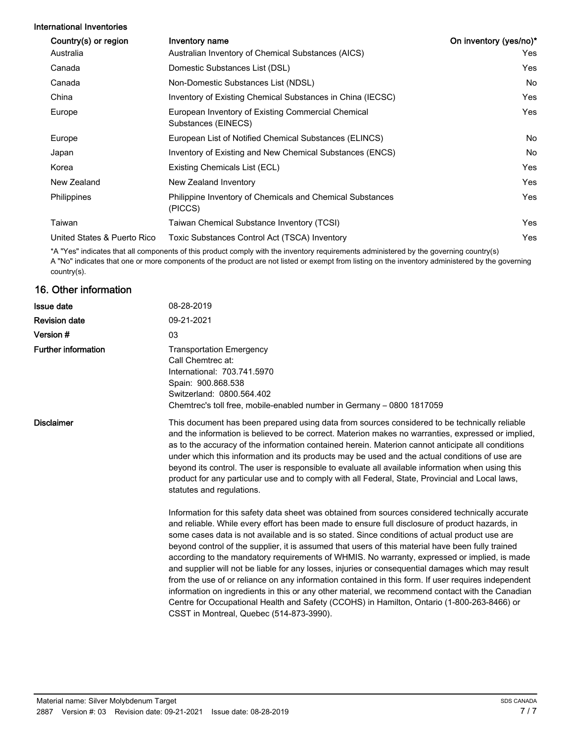**International Inventories**

| Country(s) or region | Inventory name | On inventory (yes/no)* |
|---|---|---|
| Australia | Australian Inventory of Chemical Substances (AICS) | Yes |
| Canada | Domestic Substances List (DSL) | Yes |
| Canada | Non-Domestic Substances List (NDSL) | No |
| China | Inventory of Existing Chemical Substances in China (IECSC) | Yes |
| Europe | European Inventory of Existing Commercial Chemical Substances (EINECS) | Yes |
| Europe | European List of Notified Chemical Substances (ELINCS) | No |
| Japan | Inventory of Existing and New Chemical Substances (ENCS) | No |
| Korea | Existing Chemicals List (ECL) | Yes |
| New Zealand | New Zealand Inventory | Yes |
| Philippines | Philippine Inventory of Chemicals and Chemical Substances (PICCS) | Yes |
| Taiwan | Taiwan Chemical Substance Inventory (TCSI) | Yes |
| United States & Puerto Rico | Toxic Substances Control Act (TSCA) Inventory | Yes |

*A "Yes" indicates that all components of this product comply with the inventory requirements administered by the governing country(s)
A "No" indicates that one or more components of the product are not listed or exempt from listing on the inventory administered by the governing country(s).

## 16. Other information

**Issue date** 08-28-2019

**Revision date** 09-21-2021

**Version #** 03

**Further information**
Transportation Emergency
Call Chemtrec at:
International: 703.741.5970
Spain: 900.868.538
Switzerland: 0800.564.402
Chemtrec's toll free, mobile-enabled number in Germany – 0800 1817059

**Disclaimer**
This document has been prepared using data from sources considered to be technically reliable and the information is believed to be correct. Materion makes no warranties, expressed or implied, as to the accuracy of the information contained herein. Materion cannot anticipate all conditions under which this information and its products may be used and the actual conditions of use are beyond its control. The user is responsible to evaluate all available information when using this product for any particular use and to comply with all Federal, State, Provincial and Local laws, statutes and regulations.

Information for this safety data sheet was obtained from sources considered technically accurate and reliable. While every effort has been made to ensure full disclosure of product hazards, in some cases data is not available and is so stated. Since conditions of actual product use are beyond control of the supplier, it is assumed that users of this material have been fully trained according to the mandatory requirements of WHMIS. No warranty, expressed or implied, is made and supplier will not be liable for any losses, injuries or consequential damages which may result from the use of or reliance on any information contained in this form. If user requires independent information on ingredients in this or any other material, we recommend contact with the Canadian Centre for Occupational Health and Safety (CCOHS) in Hamilton, Ontario (1-800-263-8466) or CSST in Montreal, Quebec (514-873-3990).